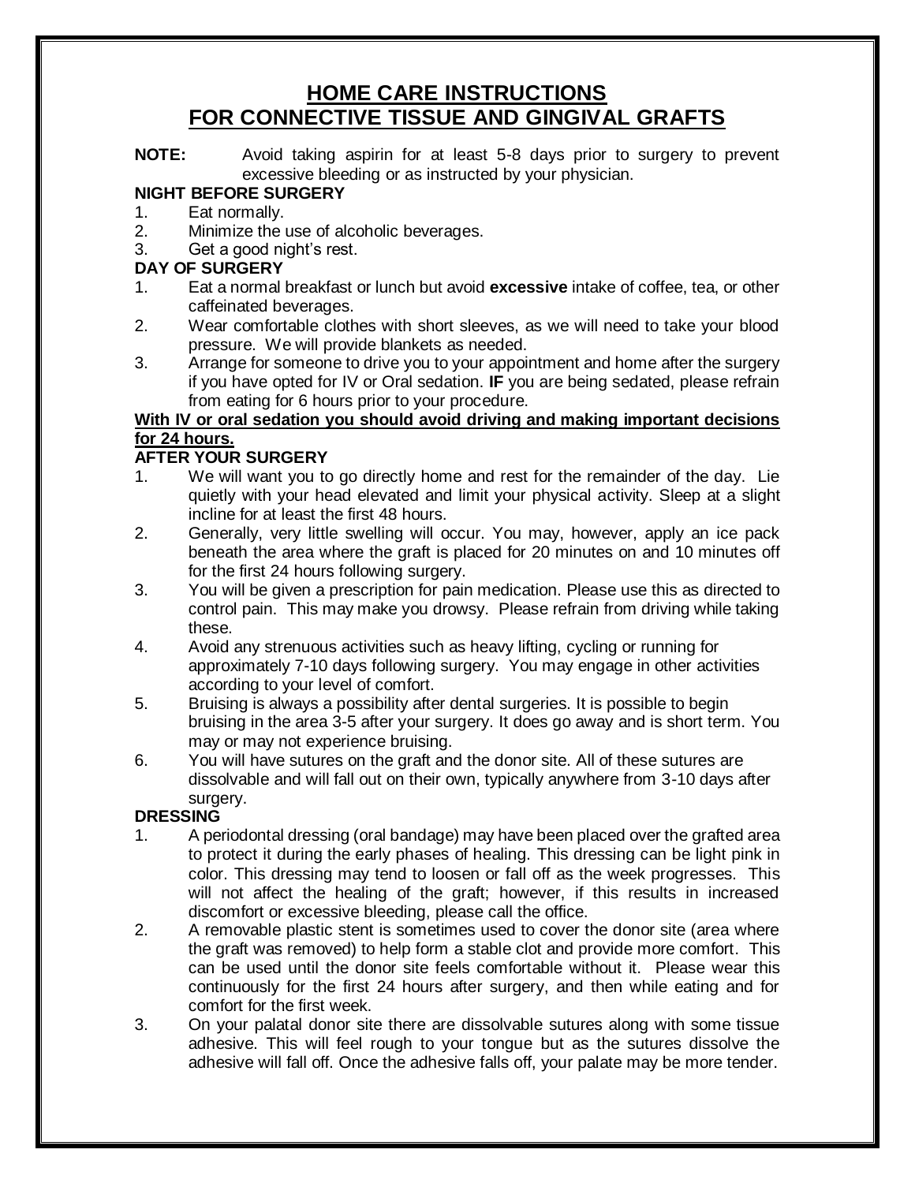# HOME CARE INSTRUCTIONS
# FOR CONNECTIVE TISSUE AND GINGIVAL GRAFTS

**NOTE:** Avoid taking aspirin for at least 5-8 days prior to surgery to prevent excessive bleeding or as instructed by your physician.

**NIGHT BEFORE SURGERY**

1. Eat normally.
2. Minimize the use of alcoholic beverages.
3. Get a good night's rest.

**DAY OF SURGERY**

1. Eat a normal breakfast or lunch but avoid **excessive** intake of coffee, tea, or other caffeinated beverages.
2. Wear comfortable clothes with short sleeves, as we will need to take your blood pressure. We will provide blankets as needed.
3. Arrange for someone to drive you to your appointment and home after the surgery if you have opted for IV or Oral sedation. **IF** you are being sedated, please refrain from eating for 6 hours prior to your procedure.

**With IV or oral sedation you should avoid driving and making important decisions for 24 hours.**

**AFTER YOUR SURGERY**

1. We will want you to go directly home and rest for the remainder of the day. Lie quietly with your head elevated and limit your physical activity. Sleep at a slight incline for at least the first 48 hours.
2. Generally, very little swelling will occur. You may, however, apply an ice pack beneath the area where the graft is placed for 20 minutes on and 10 minutes off for the first 24 hours following surgery.
3. You will be given a prescription for pain medication. Please use this as directed to control pain. This may make you drowsy. Please refrain from driving while taking these.
4. Avoid any strenuous activities such as heavy lifting, cycling or running for approximately 7-10 days following surgery. You may engage in other activities according to your level of comfort.
5. Bruising is always a possibility after dental surgeries. It is possible to begin bruising in the area 3-5 after your surgery. It does go away and is short term. You may or may not experience bruising.
6. You will have sutures on the graft and the donor site. All of these sutures are dissolvable and will fall out on their own, typically anywhere from 3-10 days after surgery.

**DRESSING**

1. A periodontal dressing (oral bandage) may have been placed over the grafted area to protect it during the early phases of healing. This dressing can be light pink in color. This dressing may tend to loosen or fall off as the week progresses. This will not affect the healing of the graft; however, if this results in increased discomfort or excessive bleeding, please call the office.
2. A removable plastic stent is sometimes used to cover the donor site (area where the graft was removed) to help form a stable clot and provide more comfort. This can be used until the donor site feels comfortable without it. Please wear this continuously for the first 24 hours after surgery, and then while eating and for comfort for the first week.
3. On your palatal donor site there are dissolvable sutures along with some tissue adhesive. This will feel rough to your tongue but as the sutures dissolve the adhesive will fall off. Once the adhesive falls off, your palate may be more tender.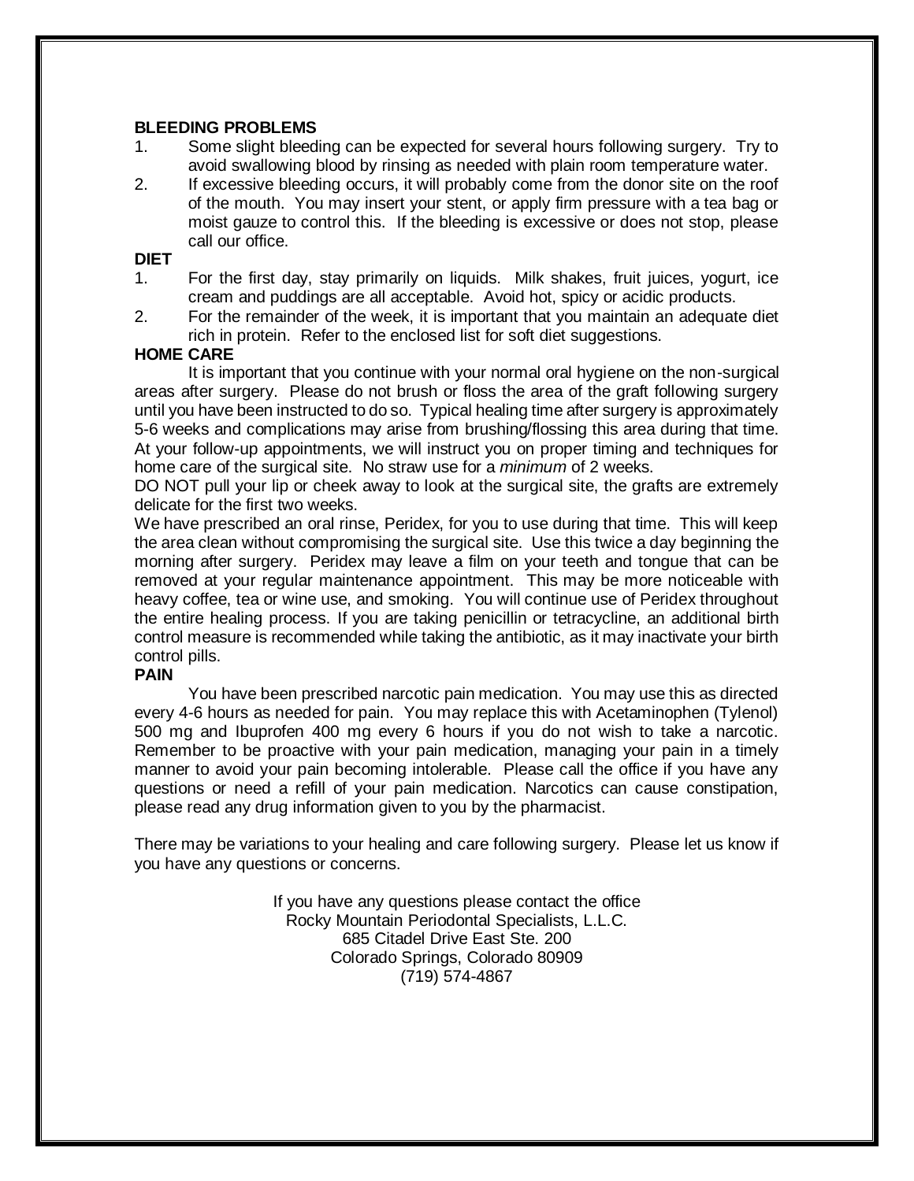**BLEEDING PROBLEMS**

1. Some slight bleeding can be expected for several hours following surgery. Try to avoid swallowing blood by rinsing as needed with plain room temperature water.
2. If excessive bleeding occurs, it will probably come from the donor site on the roof of the mouth. You may insert your stent, or apply firm pressure with a tea bag or moist gauze to control this. If the bleeding is excessive or does not stop, please call our office.

**DIET**

1. For the first day, stay primarily on liquids. Milk shakes, fruit juices, yogurt, ice cream and puddings are all acceptable. Avoid hot, spicy or acidic products.
2. For the remainder of the week, it is important that you maintain an adequate diet rich in protein. Refer to the enclosed list for soft diet suggestions.

**HOME CARE**

It is important that you continue with your normal oral hygiene on the non-surgical areas after surgery. Please do not brush or floss the area of the graft following surgery until you have been instructed to do so. Typical healing time after surgery is approximately 5-6 weeks and complications may arise from brushing/flossing this area during that time. At your follow-up appointments, we will instruct you on proper timing and techniques for home care of the surgical site. No straw use for a *minimum* of 2 weeks.

DO NOT pull your lip or cheek away to look at the surgical site, the grafts are extremely delicate for the first two weeks.

We have prescribed an oral rinse, Peridex, for you to use during that time. This will keep the area clean without compromising the surgical site. Use this twice a day beginning the morning after surgery. Peridex may leave a film on your teeth and tongue that can be removed at your regular maintenance appointment. This may be more noticeable with heavy coffee, tea or wine use, and smoking. You will continue use of Peridex throughout the entire healing process. If you are taking penicillin or tetracycline, an additional birth control measure is recommended while taking the antibiotic, as it may inactivate your birth control pills.

**PAIN**

You have been prescribed narcotic pain medication. You may use this as directed every 4-6 hours as needed for pain. You may replace this with Acetaminophen (Tylenol) 500 mg and Ibuprofen 400 mg every 6 hours if you do not wish to take a narcotic. Remember to be proactive with your pain medication, managing your pain in a timely manner to avoid your pain becoming intolerable. Please call the office if you have any questions or need a refill of your pain medication. Narcotics can cause constipation, please read any drug information given to you by the pharmacist.

There may be variations to your healing and care following surgery. Please let us know if you have any questions or concerns.

If you have any questions please contact the office
Rocky Mountain Periodontal Specialists, L.L.C.
685 Citadel Drive East Ste. 200
Colorado Springs, Colorado 80909
(719) 574-4867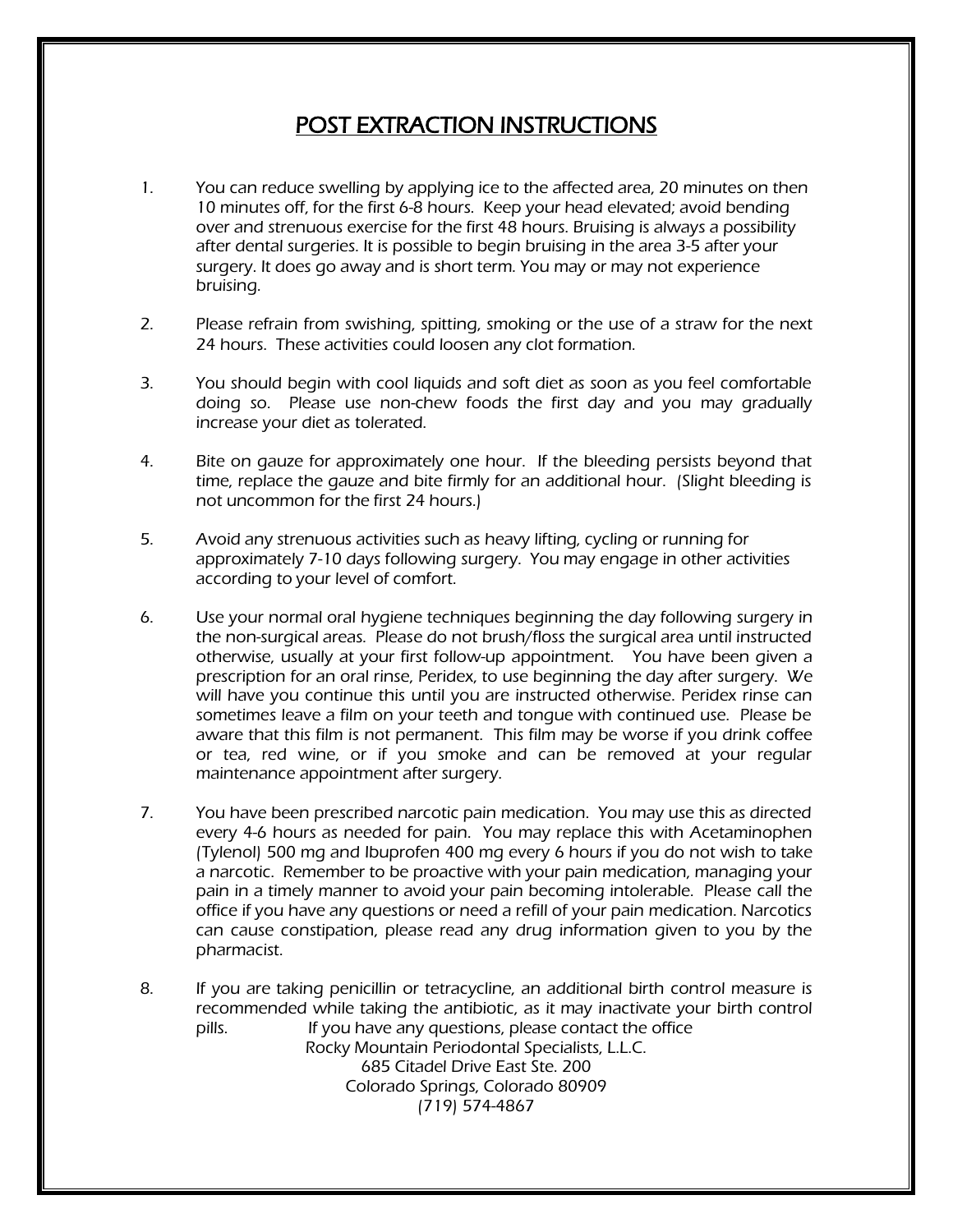# POST EXTRACTION INSTRUCTIONS

1. You can reduce swelling by applying ice to the affected area, 20 minutes on then 10 minutes off, for the first 6-8 hours. Keep your head elevated; avoid bending over and strenuous exercise for the first 48 hours. Bruising is always a possibility after dental surgeries. It is possible to begin bruising in the area 3-5 after your surgery. It does go away and is short term. You may or may not experience bruising.

2. Please refrain from swishing, spitting, smoking or the use of a straw for the next 24 hours. These activities could loosen any clot formation.

3. You should begin with cool liquids and soft diet as soon as you feel comfortable doing so. Please use non-chew foods the first day and you may gradually increase your diet as tolerated.

4. Bite on gauze for approximately one hour. If the bleeding persists beyond that time, replace the gauze and bite firmly for an additional hour. (Slight bleeding is not uncommon for the first 24 hours.)

5. Avoid any strenuous activities such as heavy lifting, cycling or running for approximately 7-10 days following surgery. You may engage in other activities according to your level of comfort.

6. Use your normal oral hygiene techniques beginning the day following surgery in the non-surgical areas. Please do not brush/floss the surgical area until instructed otherwise, usually at your first follow-up appointment. You have been given a prescription for an oral rinse, Peridex, to use beginning the day after surgery. We will have you continue this until you are instructed otherwise. Peridex rinse can sometimes leave a film on your teeth and tongue with continued use. Please be aware that this film is not permanent. This film may be worse if you drink coffee or tea, red wine, or if you smoke and can be removed at your regular maintenance appointment after surgery.

7. You have been prescribed narcotic pain medication. You may use this as directed every 4-6 hours as needed for pain. You may replace this with Acetaminophen (Tylenol) 500 mg and Ibuprofen 400 mg every 6 hours if you do not wish to take a narcotic. Remember to be proactive with your pain medication, managing your pain in a timely manner to avoid your pain becoming intolerable. Please call the office if you have any questions or need a refill of your pain medication. Narcotics can cause constipation, please read any drug information given to you by the pharmacist.

8. If you are taking penicillin or tetracycline, an additional birth control measure is recommended while taking the antibiotic, as it may inactivate your birth control pills.

If you have any questions, please contact the office  
Rocky Mountain Periodontal Specialists, L.L.C.  
685 Citadel Drive East Ste. 200  
Colorado Springs, Colorado 80909  
(719) 574-4867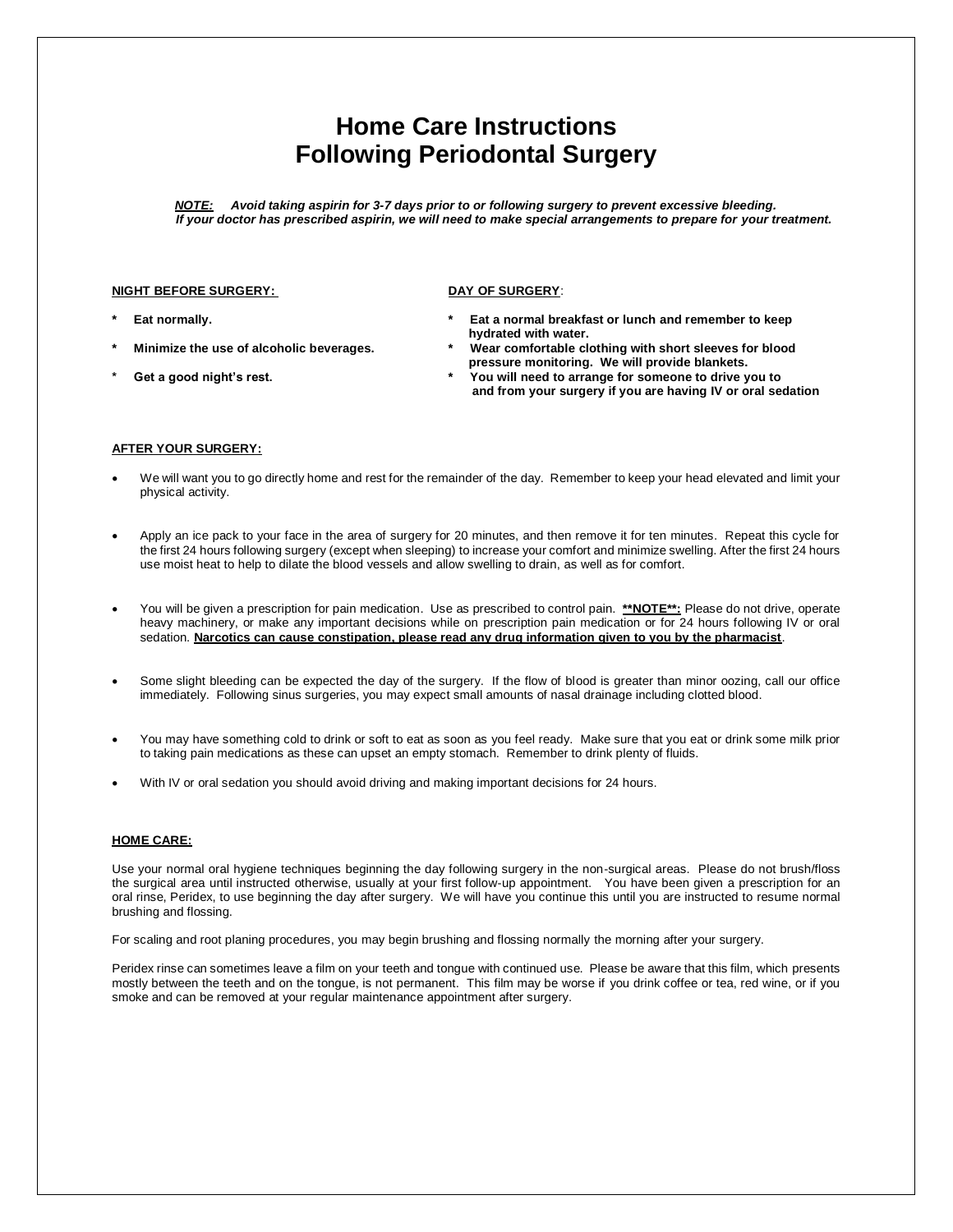# Home Care Instructions
# Following Periodontal Surgery

***NOTE:*** ***Avoid taking aspirin for 3-7 days prior to or following surgery to prevent excessive bleeding. If your doctor has prescribed aspirin, we will need to make special arrangements to prepare for your treatment.***

**NIGHT BEFORE SURGERY:**

* **Eat normally.**
* **Minimize the use of alcoholic beverages.**
* **Get a good night's rest.**

**DAY OF SURGERY:**

* **Eat a normal breakfast or lunch and remember to keep hydrated with water.**
* **Wear comfortable clothing with short sleeves for blood pressure monitoring. We will provide blankets.**
* **You will need to arrange for someone to drive you to and from your surgery if you are having IV or oral sedation**

**AFTER YOUR SURGERY:**

- We will want you to go directly home and rest for the remainder of the day. Remember to keep your head elevated and limit your physical activity.

- Apply an ice pack to your face in the area of surgery for 20 minutes, and then remove it for ten minutes. Repeat this cycle for the first 24 hours following surgery (except when sleeping) to increase your comfort and minimize swelling. After the first 24 hours use moist heat to help to dilate the blood vessels and allow swelling to drain, as well as for comfort.

- You will be given a prescription for pain medication. Use as prescribed to control pain. **\*\*NOTE\*\*:** Please do not drive, operate heavy machinery, or make any important decisions while on prescription pain medication or for 24 hours following IV or oral sedation. **Narcotics can cause constipation, please read any drug information given to you by the pharmacist**.

- Some slight bleeding can be expected the day of the surgery. If the flow of blood is greater than minor oozing, call our office immediately. Following sinus surgeries, you may expect small amounts of nasal drainage including clotted blood.

- You may have something cold to drink or soft to eat as soon as you feel ready. Make sure that you eat or drink some milk prior to taking pain medications as these can upset an empty stomach. Remember to drink plenty of fluids.

- With IV or oral sedation you should avoid driving and making important decisions for 24 hours.

**HOME CARE:**

Use your normal oral hygiene techniques beginning the day following surgery in the non-surgical areas. Please do not brush/floss the surgical area until instructed otherwise, usually at your first follow-up appointment. You have been given a prescription for an oral rinse, Peridex, to use beginning the day after surgery. We will have you continue this until you are instructed to resume normal brushing and flossing.

For scaling and root planing procedures, you may begin brushing and flossing normally the morning after your surgery.

Peridex rinse can sometimes leave a film on your teeth and tongue with continued use. Please be aware that this film, which presents mostly between the teeth and on the tongue, is not permanent. This film may be worse if you drink coffee or tea, red wine, or if you smoke and can be removed at your regular maintenance appointment after surgery.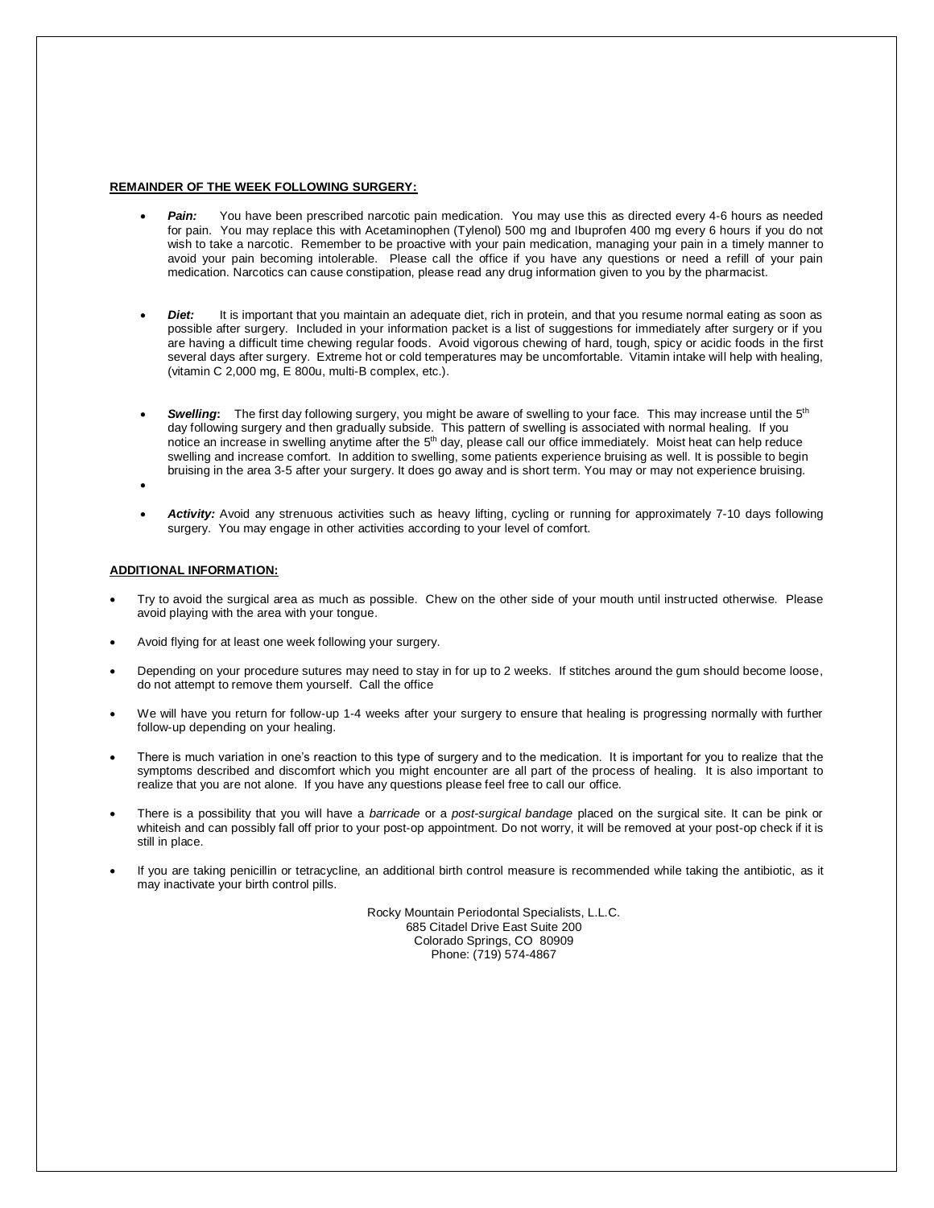**REMAINDER OF THE WEEK FOLLOWING SURGERY:**

- ***Pain:*** You have been prescribed narcotic pain medication. You may use this as directed every 4-6 hours as needed for pain. You may replace this with Acetaminophen (Tylenol) 500 mg and Ibuprofen 400 mg every 6 hours if you do not wish to take a narcotic. Remember to be proactive with your pain medication, managing your pain in a timely manner to avoid your pain becoming intolerable. Please call the office if you have any questions or need a refill of your pain medication. Narcotics can cause constipation, please read any drug information given to you by the pharmacist.

- ***Diet:*** It is important that you maintain an adequate diet, rich in protein, and that you resume normal eating as soon as possible after surgery. Included in your information packet is a list of suggestions for immediately after surgery or if you are having a difficult time chewing regular foods. Avoid vigorous chewing of hard, tough, spicy or acidic foods in the first several days after surgery. Extreme hot or cold temperatures may be uncomfortable. Vitamin intake will help with healing, (vitamin C 2,000 mg, E 800u, multi-B complex, etc.).

- ***Swelling*:** The first day following surgery, you might be aware of swelling to your face. This may increase until the 5th day following surgery and then gradually subside. This pattern of swelling is associated with normal healing. If you notice an increase in swelling anytime after the 5th day, please call our office immediately. Moist heat can help reduce swelling and increase comfort. In addition to swelling, some patients experience bruising as well. It is possible to begin bruising in the area 3-5 after your surgery. It does go away and is short term. You may or may not experience bruising.

- ***Activity:*** Avoid any strenuous activities such as heavy lifting, cycling or running for approximately 7-10 days following surgery. You may engage in other activities according to your level of comfort.

**ADDITIONAL INFORMATION:**

- Try to avoid the surgical area as much as possible. Chew on the other side of your mouth until instructed otherwise. Please avoid playing with the area with your tongue.
- Avoid flying for at least one week following your surgery.
- Depending on your procedure sutures may need to stay in for up to 2 weeks. If stitches around the gum should become loose, do not attempt to remove them yourself. Call the office
- We will have you return for follow-up 1-4 weeks after your surgery to ensure that healing is progressing normally with further follow-up depending on your healing.
- There is much variation in one's reaction to this type of surgery and to the medication. It is important for you to realize that the symptoms described and discomfort which you might encounter are all part of the process of healing. It is also important to realize that you are not alone. If you have any questions please feel free to call our office.
- There is a possibility that you will have a *barricade* or a *post-surgical bandage* placed on the surgical site. It can be pink or whiteish and can possibly fall off prior to your post-op appointment. Do not worry, it will be removed at your post-op check if it is still in place.
- If you are taking penicillin or tetracycline, an additional birth control measure is recommended while taking the antibiotic, as it may inactivate your birth control pills.

Rocky Mountain Periodontal Specialists, L.L.C.
685 Citadel Drive East Suite 200
Colorado Springs, CO 80909
Phone: (719) 574-4867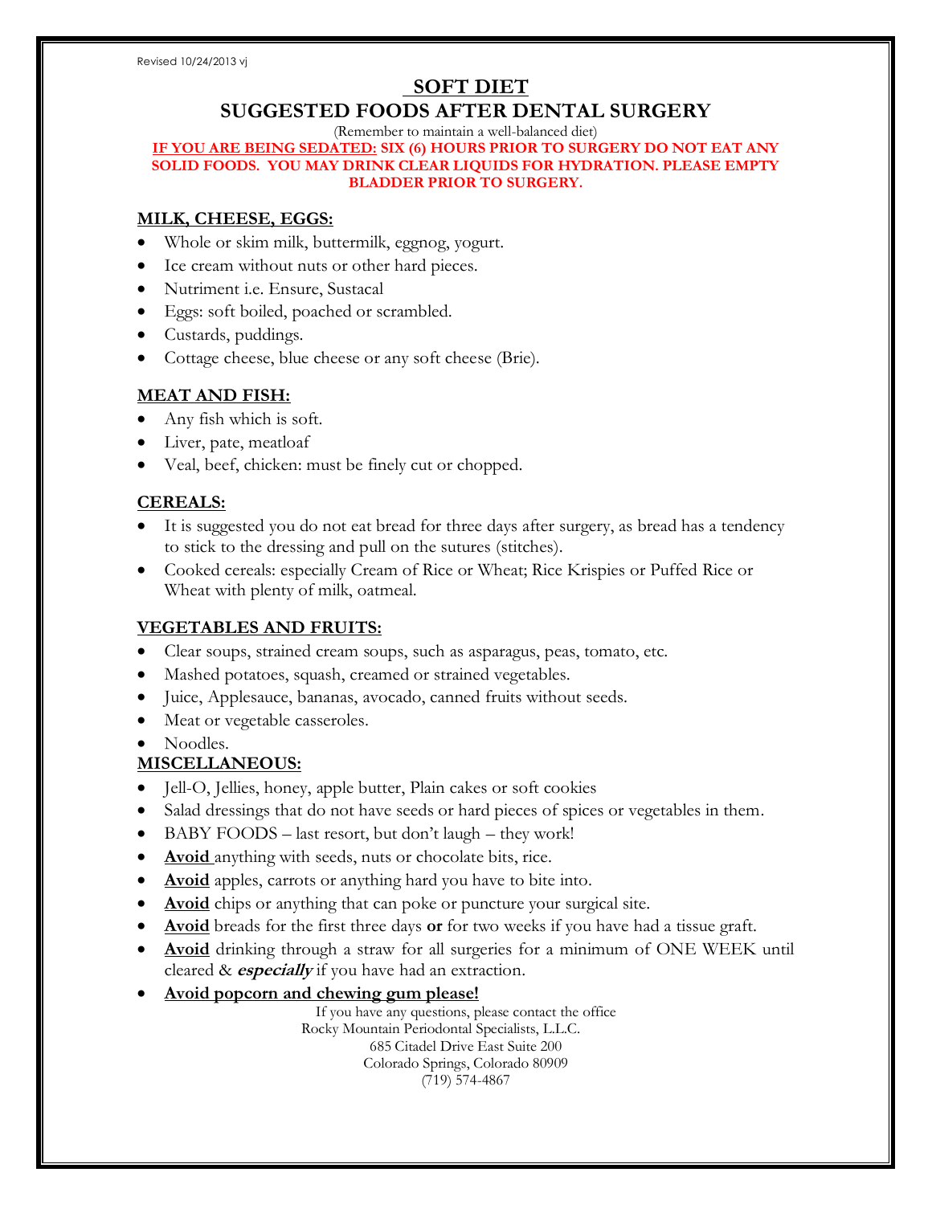Revised 10/24/2013 vj

# SOFT DIET

## SUGGESTED FOODS AFTER DENTAL SURGERY

(Remember to maintain a well-balanced diet)

**IF YOU ARE BEING SEDATED: SIX (6) HOURS PRIOR TO SURGERY DO NOT EAT ANY SOLID FOODS. YOU MAY DRINK CLEAR LIQUIDS FOR HYDRATION. PLEASE EMPTY BLADDER PRIOR TO SURGERY.**

### MILK, CHEESE, EGGS:

- Whole or skim milk, buttermilk, eggnog, yogurt.
- Ice cream without nuts or other hard pieces.
- Nutriment i.e. Ensure, Sustacal
- Eggs: soft boiled, poached or scrambled.
- Custards, puddings.
- Cottage cheese, blue cheese or any soft cheese (Brie).

### MEAT AND FISH:

- Any fish which is soft.
- Liver, pate, meatloaf
- Veal, beef, chicken: must be finely cut or chopped.

### CEREALS:

- It is suggested you do not eat bread for three days after surgery, as bread has a tendency to stick to the dressing and pull on the sutures (stitches).
- Cooked cereals: especially Cream of Rice or Wheat; Rice Krispies or Puffed Rice or Wheat with plenty of milk, oatmeal.

### VEGETABLES AND FRUITS:

- Clear soups, strained cream soups, such as asparagus, peas, tomato, etc.
- Mashed potatoes, squash, creamed or strained vegetables.
- Juice, Applesauce, bananas, avocado, canned fruits without seeds.
- Meat or vegetable casseroles.
- Noodles.

### MISCELLANEOUS:

- Jell-O, Jellies, honey, apple butter, Plain cakes or soft cookies
- Salad dressings that do not have seeds or hard pieces of spices or vegetables in them.
- BABY FOODS – last resort, but don't laugh – they work!
- **Avoid** anything with seeds, nuts or chocolate bits, rice.
- **Avoid** apples, carrots or anything hard you have to bite into.
- **Avoid** chips or anything that can poke or puncture your surgical site.
- **Avoid** breads for the first three days **or** for two weeks if you have had a tissue graft.
- **Avoid** drinking through a straw for all surgeries for a minimum of ONE WEEK until cleared & ***especially*** if you have had an extraction.
- **Avoid popcorn and chewing gum please!**

If you have any questions, please contact the office
Rocky Mountain Periodontal Specialists, L.L.C.
685 Citadel Drive East Suite 200
Colorado Springs, Colorado 80909
(719) 574-4867